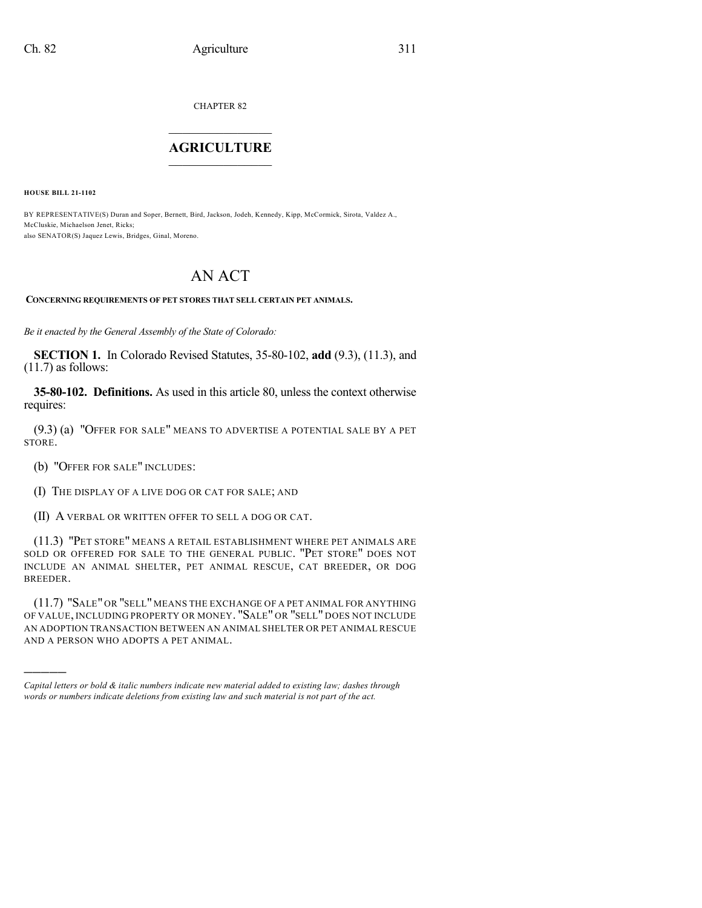CHAPTER 82

# AGRICULTURE

**HOUSE BILL 21-1102**

BY REPRESENTATIVE(S) Duran and Soper, Bernett, Bird, Jackson, Jodeh, Kennedy, Kipp, McCormick, Sirota, Valdez A., McCluskie, Michaelson Jenet, Ricks;
also SENATOR(S) Jaquez Lewis, Bridges, Ginal, Moreno.

# AN ACT

**CONCERNING REQUIREMENTS OF PET STORES THAT SELL CERTAIN PET ANIMALS.**

*Be it enacted by the General Assembly of the State of Colorado:*

**SECTION 1.** In Colorado Revised Statutes, 35-80-102, **add** (9.3), (11.3), and (11.7) as follows:

**35-80-102. Definitions.** As used in this article 80, unless the context otherwise requires:

(9.3) (a) "OFFER FOR SALE" MEANS TO ADVERTISE A POTENTIAL SALE BY A PET STORE.

(b) "OFFER FOR SALE" INCLUDES:

(I) THE DISPLAY OF A LIVE DOG OR CAT FOR SALE; AND

(II) A VERBAL OR WRITTEN OFFER TO SELL A DOG OR CAT.

(11.3) "PET STORE" MEANS A RETAIL ESTABLISHMENT WHERE PET ANIMALS ARE SOLD OR OFFERED FOR SALE TO THE GENERAL PUBLIC. "PET STORE" DOES NOT INCLUDE AN ANIMAL SHELTER, PET ANIMAL RESCUE, CAT BREEDER, OR DOG BREEDER.

(11.7) "SALE" OR "SELL" MEANS THE EXCHANGE OF A PET ANIMAL FOR ANYTHING OF VALUE, INCLUDING PROPERTY OR MONEY. "SALE" OR "SELL" DOES NOT INCLUDE AN ADOPTION TRANSACTION BETWEEN AN ANIMAL SHELTER OR PET ANIMAL RESCUE AND A PERSON WHO ADOPTS A PET ANIMAL.

---

*Capital letters or bold & italic numbers indicate new material added to existing law; dashes through words or numbers indicate deletions from existing law and such material is not part of the act.*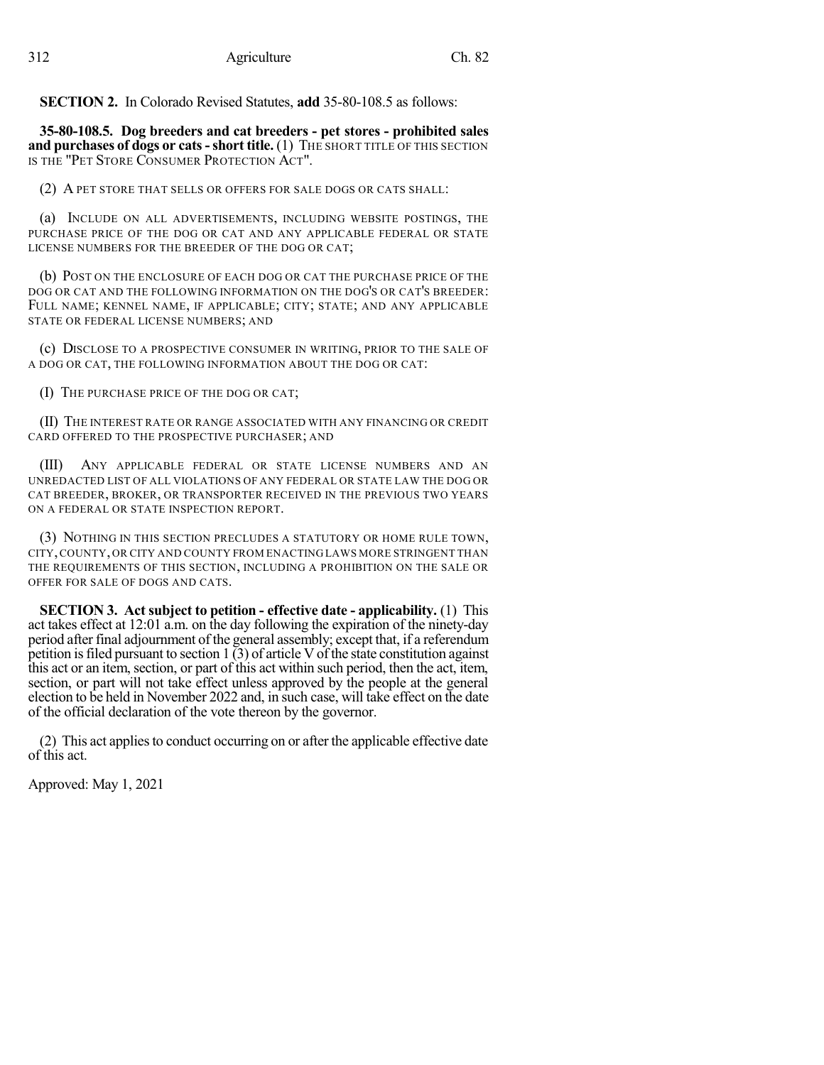**SECTION 2.** In Colorado Revised Statutes, **add** 35-80-108.5 as follows:

**35-80-108.5. Dog breeders and cat breeders - pet stores - prohibited sales and purchases of dogs or cats - short title.** (1) THE SHORT TITLE OF THIS SECTION IS THE "PET STORE CONSUMER PROTECTION ACT".

(2) A PET STORE THAT SELLS OR OFFERS FOR SALE DOGS OR CATS SHALL:

(a) INCLUDE ON ALL ADVERTISEMENTS, INCLUDING WEBSITE POSTINGS, THE PURCHASE PRICE OF THE DOG OR CAT AND ANY APPLICABLE FEDERAL OR STATE LICENSE NUMBERS FOR THE BREEDER OF THE DOG OR CAT;

(b) POST ON THE ENCLOSURE OF EACH DOG OR CAT THE PURCHASE PRICE OF THE DOG OR CAT AND THE FOLLOWING INFORMATION ON THE DOG'S OR CAT'S BREEDER: FULL NAME; KENNEL NAME, IF APPLICABLE; CITY; STATE; AND ANY APPLICABLE STATE OR FEDERAL LICENSE NUMBERS; AND

(c) DISCLOSE TO A PROSPECTIVE CONSUMER IN WRITING, PRIOR TO THE SALE OF A DOG OR CAT, THE FOLLOWING INFORMATION ABOUT THE DOG OR CAT:

(I) THE PURCHASE PRICE OF THE DOG OR CAT;

(II) THE INTEREST RATE OR RANGE ASSOCIATED WITH ANY FINANCING OR CREDIT CARD OFFERED TO THE PROSPECTIVE PURCHASER; AND

(III) ANY APPLICABLE FEDERAL OR STATE LICENSE NUMBERS AND AN UNREDACTED LIST OF ALL VIOLATIONS OF ANY FEDERAL OR STATE LAW THE DOG OR CAT BREEDER, BROKER, OR TRANSPORTER RECEIVED IN THE PREVIOUS TWO YEARS ON A FEDERAL OR STATE INSPECTION REPORT.

(3) NOTHING IN THIS SECTION PRECLUDES A STATUTORY OR HOME RULE TOWN, CITY, COUNTY, OR CITY AND COUNTY FROM ENACTING LAWS MORE STRINGENT THAN THE REQUIREMENTS OF THIS SECTION, INCLUDING A PROHIBITION ON THE SALE OR OFFER FOR SALE OF DOGS AND CATS.

**SECTION 3. Act subject to petition - effective date - applicability.** (1) This act takes effect at 12:01 a.m. on the day following the expiration of the ninety-day period after final adjournment of the general assembly; except that, if a referendum petition is filed pursuant to section 1 (3) of article V of the state constitution against this act or an item, section, or part of this act within such period, then the act, item, section, or part will not take effect unless approved by the people at the general election to be held in November 2022 and, in such case, will take effect on the date of the official declaration of the vote thereon by the governor.

(2) This act applies to conduct occurring on or after the applicable effective date of this act.

Approved: May 1, 2021